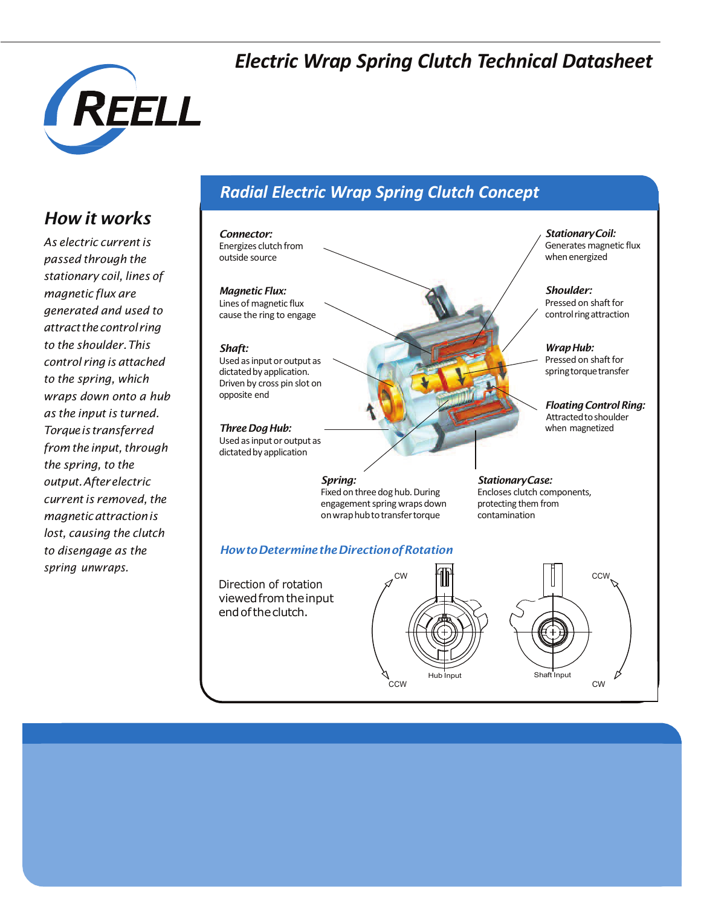# Electric Wrap Spring Clutch Technical Datasheet

## How it works

*As electric current is passed through the stationary coil, lines of magnetic flux are generated and used to attract the control ring to the shoulder. This control ring is attached to the spring, which wraps down onto a hub as the input is turned. Torque is transferred from the input, through the spring, to the output. After electric current is removed, the magnetic attraction is lost, causing the clutch to disengage as the spring unwraps.*

## Radial Electric Wrap Spring Clutch Concept

***Connector:*** Energizes clutch from outside source

***Magnetic Flux:*** Lines of magnetic flux cause the ring to engage

***Shaft:*** Used as input or output as dictated by application. Driven by cross pin slot on opposite end

***Three Dog Hub:*** Used as input or output as dictated by application

***Stationary Coil:*** Generates magnetic flux when energized

***Shoulder:*** Pressed on shaft for control ring attraction

***Wrap Hub:*** Pressed on shaft for spring torque transfer

***Floating Control Ring:*** Attracted to shoulder when magnetized

***Spring:*** Fixed on three dog hub. During engagement spring wraps down on wrap hub to transfer torque

***Stationary Case:*** Encloses clutch components, protecting them from contamination

### *How to Determine the Direction of Rotation*

Direction of rotation viewed from the input end of the clutch.

CW / CCW — Hub Input

CCW / CW — Shaft Input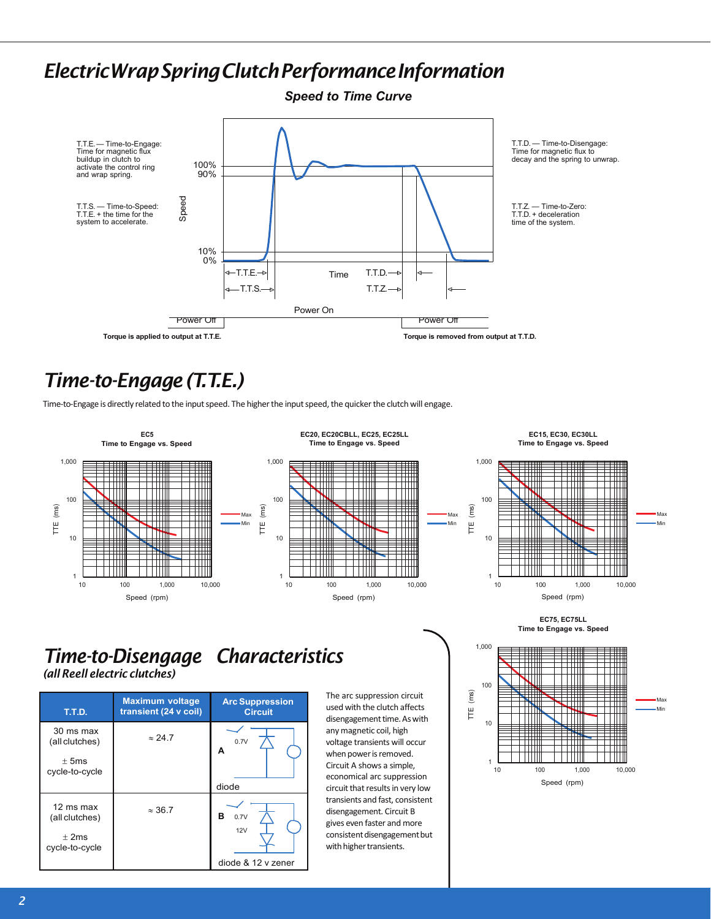# Electric Wrap Spring Clutch Performance Information

### *Speed to Time Curve*

T.T.E. — Time-to-Engage: Time for magnetic flux buildup in clutch to activate the control ring and wrap spring.

T.T.S. — Time-to-Speed: T.T.E. + the time for the system to accelerate.

T.T.D. — Time-to-Disengage: Time for magnetic flux to decay and the spring to unwrap.

T.T.Z. — Time-to-Zero: T.T.D. + deceleration time of the system.

Speed: 100%, 90%, 10%, 0% — Time — T.T.E., T.T.S., T.T.D., T.T.Z. — Power Off / Power On / Power Off

**Torque is applied to output at T.T.E.**

**Torque is removed from output at T.T.D.**

## *Time-to-Engage (T.T.E.)*

Time-to-Engage is directly related to the input speed. The higher the input speed, the quicker the clutch will engage.

**EC5 Time to Engage vs. Speed**

**EC20, EC20CBLL, EC25, EC25LL Time to Engage vs. Speed**

**EC15, EC30, EC30LL Time to Engage vs. Speed**

**EC75, EC75LL Time to Engage vs. Speed**

(Charts: TTE (ms), 1 to 1,000, vs. Speed (rpm), 10 to 10,000; Max / Min curves)

## *Time-to-Disengage Characteristics*

*(all Reell electric clutches)*

| T.T.D. | Maximum voltage transient (24 v coil) | Arc Suppression Circuit |
|---|---|---|
| 30 ms max (all clutches)<br>± 5ms cycle-to-cycle | ≈ 24.7 | A — 0.7V — diode |
| 12 ms max (all clutches)<br>± 2ms cycle-to-cycle | ≈ 36.7 | B — 0.7V, 12V — diode & 12 v zener |

The arc suppression circuit used with the clutch affects disengagement time. As with any magnetic coil, high voltage transients will occur when power is removed. Circuit A shows a simple, economical arc suppression circuit that results in very low transients and fast, consistent disengagement. Circuit B gives even faster and more consistent disengagement but with higher transients.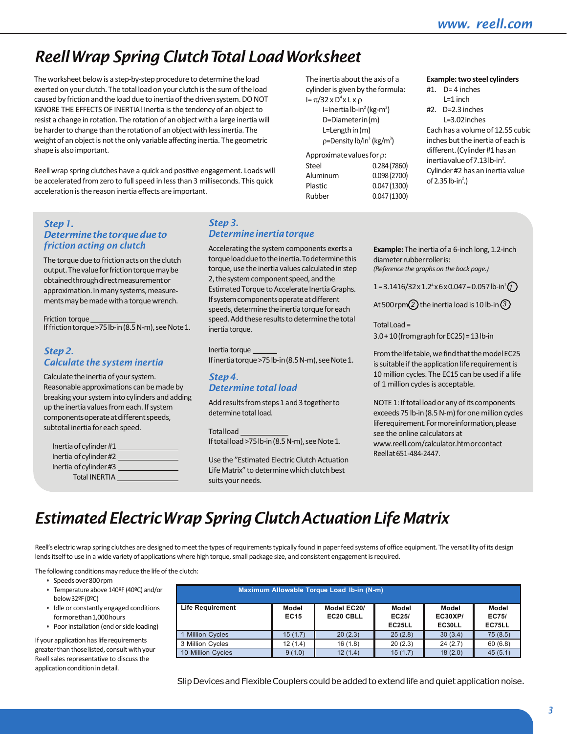# Reell Wrap Spring Clutch Total Load Worksheet

The worksheet below is a step-by-step procedure to determine the load exerted on your clutch. The total load on your clutch is the sum of the load caused by friction and the load due to inertia of the driven system. DO NOT IGNORE THE EFFECTS OF INERTIA! Inertia is the tendency of an object to resist a change in rotation. The rotation of an object with a large inertia will be harder to change than the rotation of an object with less inertia. The weight of an object is not the only variable affecting inertia. The geometric shape is also important.

Reell wrap spring clutches have a quick and positive engagement. Loads will be accelerated from zero to full speed in less than 3 milliseconds. This quick acceleration is the reason inertia effects are important.

The inertia about the axis of a cylinder is given by the formula:

$I = \pi/32 \times D^4 \times L \times \rho$

- I=Inertia lb-in$^2$ (kg-m$^2$)
- D=Diameter in (m)
- L=Length in (m)
- $\rho$=Density lb/in$^3$ (kg/m$^3$)

Approximate values for $\rho$:

| | |
|---|---|
| Steel | 0.284 (7860) |
| Aluminum | 0.098 (2700) |
| Plastic | 0.047 (1300) |
| Rubber | 0.047 (1300) |

**Example: two steel cylinders**

#1. D= 4 inches
L=1 inch

#2. D=2.3 inches
L=3.02 inches

Each has a volume of 12.55 cubic inches but the inertia of each is different. (Cylinder #1 has an inertia value of 7.13 lb-in$^2$. Cylinder #2 has an inertia value of 2.35 lb-in$^2$.)

## *Step 1.* *Determine the torque due to friction acting on clutch*

The torque due to friction acts on the clutch output. The value for friction torque may be obtained through direct measurement or approximation. In many systems, measurements may be made with a torque wrench.

Friction torque ____________

If friction torque >75 lb-in (8.5 N-m), see Note 1.

## *Step 2.* *Calculate the system inertia*

Calculate the inertia of your system. Reasonable approximations can be made by breaking your system into cylinders and adding up the inertia values from each. If system components operate at different speeds, subtotal inertia for each speed.

Inertia of cylinder #1 ____________

Inertia of cylinder #2 ____________

Inertia of cylinder #3 ____________

Total INERTIA ____________

## *Step 3.* *Determine inertia torque*

Accelerating the system components exerts a torque load due to the inertia. To determine this torque, use the inertia values calculated in step 2, the system component speed, and the Estimated Torque to Accelerate Inertia Graphs. If system components operate at different speeds, determine the inertia torque for each speed. Add these results to determine the total inertia torque.

Inertia torque ______

If inertia torque >75 lb-in (8.5 N-m), see Note 1.

## *Step 4.* *Determine total load*

Add results from steps 1 and 3 together to determine total load.

Total load ____________

If total load >75 lb-in (8.5 N-m), see Note 1.

Use the "Estimated Electric Clutch Actuation Life Matrix" to determine which clutch best suits your needs.

**Example:** The inertia of a 6-inch long, 1.2-inch diameter rubber roller is:

*(Reference the graphs on the back page.)*

$1 = 3.1416/32 \times 1.2^4 \times 6 \times 0.047 = 0.057$ lb-in$^2$ (1)

At 500 rpm (2) the inertia load is 10 lb-in (3)

Total Load =

3.0 + 10 (from graph for EC25) = 13 lb-in

From the life table, we find that the model EC25 is suitable if the application life requirement is 10 million cycles. The EC15 can be used if a life of 1 million cycles is acceptable.

NOTE 1: If total load or any of its components exceeds 75 lb-in (8.5 N-m) for one million cycles life requirement. For more information, please see the online calculators at www.reell.com/calculator.htm or contact Reell at 651-484-2447.

# Estimated Electric Wrap Spring Clutch Actuation Life Matrix

Reell's electric wrap spring clutches are designed to meet the types of requirements typically found in paper feed systems of office equipment. The versatility of its design lends itself to use in a wide variety of applications where high torque, small package size, and consistent engagement is required.

The following conditions may reduce the life of the clutch:

- Speeds over 800 rpm
- Temperature above 140ºF (40ºC) and/or below 32ºF (0ºC)
- Idle or constantly engaged conditions for more than 1,000 hours
- Poor installation (end or side loading)

If your application has life requirements greater than those listed, consult with your Reell sales representative to discuss the application condition in detail.

| Maximum Allowable Torque Load lb-in (N-m) | | | | | |
|---|---|---|---|---|---|
| **Life Requirement** | **Model EC15** | **Model EC20/ EC20 CBLL** | **Model EC25/ EC25LL** | **Model EC30XP/ EC30LL** | **Model EC75/ EC75LL** |
| 1 Million Cycles | 15 (1.7) | 20 (2.3) | 25 (2.8) | 30 (3.4) | 75 (8.5) |
| 3 Million Cycles | 12 (1.4) | 16 (1.8) | 20 (2.3) | 24 (2.7) | 60 (6.8) |
| 10 Million Cycles | 9 (1.0) | 12 (1.4) | 15 (1.7) | 18 (2.0) | 45 (5.1) |

Slip Devices and Flexible Couplers could be added to extend life and quiet application noise.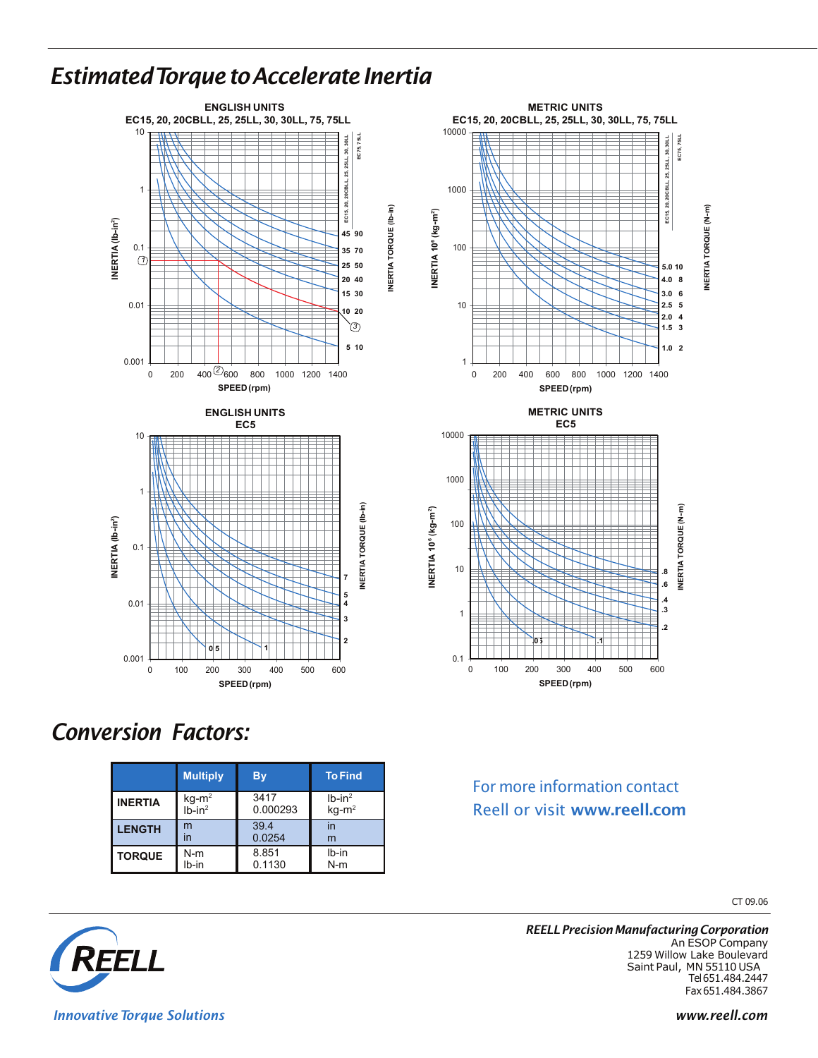# Estimated Torque to Accelerate Inertia

ENGLISH UNITS
EC15, 20, 20CBLL, 25, 25LL, 30, 30LL, 75, 75LL

INERTIA (lb-in²)
10
1
0.1
0.01
0.001

SPEED (rpm)
0 200 400 600 800 1000 1200 1400

INERTIA TORQUE (lb-in)
EC15, 20, 20CBLL, 25, 25LL, 30, 30LL
EC75, 75LL
45 90
35 70
25 50
20 40
15 30
10 20
5 10

1 2 3

METRIC UNITS
EC15, 20, 20CBLL, 25, 25LL, 30, 30LL, 75, 75LL

INERTIA 10⁶ (kg-m²)
10000
1000
100
10
1

SPEED (rpm)
0 200 400 600 800 1000 1200 1400

INERTIA TORQUE (N-m)
EC15, 20, 20CBLL, 25, 25LL, 30, 30LL
EC75, 75LL
5.0 10
4.0 8
3.0 6
2.5 5
2.0 4
1.5 3
1.0 2

ENGLISH UNITS
EC5

INERTIA (lb-in²)
10
1
0.1
0.01
0.001

SPEED (rpm)
0 100 200 300 400 500 600

INERTIA TORQUE (lb-in)
7
5
4
3
2
1
0.5

METRIC UNITS
EC5

INERTIA 10⁶ (kg-m²)
10000
1000
100
10
1
0.1

SPEED (rpm)
0 100 200 300 400 500 600

INERTIA TORQUE (N-m)
.8
.6
.4
.3
.2
.1
.05

# Conversion Factors:

| | Multiply | By | To Find |
|---|---|---|---|
| **INERTIA** | $kg\text{-}m^2$<br>$lb\text{-}in^2$ | 3417<br>0.000293 | $lb\text{-}in^2$<br>$kg\text{-}m^2$ |
| **LENGTH** | m<br>in | 39.4<br>0.0254 | in<br>m |
| **TORQUE** | N-m<br>lb-in | 8.851<br>0.1130 | lb-in<br>N-m |

For more information contact Reell or visit **www.reell.com**

CT 09.06

***REELL Precision Manufacturing Corporation***
An ESOP Company
1259 Willow Lake Boulevard
Saint Paul, MN 55110 USA
Tel 651.484.2447
Fax 651.484.3867

*Innovative Torque Solutions*

***www.reell.com***